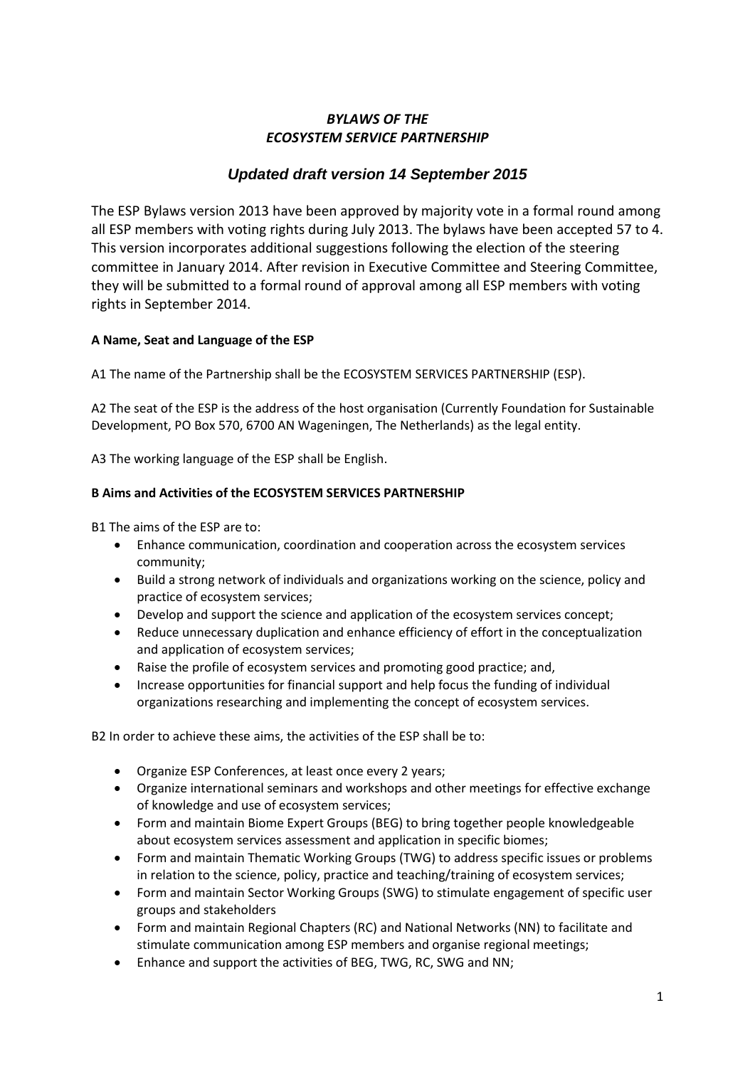***BYLAWS OF THE***
***ECOSYSTEM SERVICE PARTNERSHIP***

## *Updated draft version 14 September 2015*

The ESP Bylaws version 2013 have been approved by majority vote in a formal round among all ESP members with voting rights during July 2013. The bylaws have been accepted 57 to 4. This version incorporates additional suggestions following the election of the steering committee in January 2014. After revision in Executive Committee and Steering Committee, they will be submitted to a formal round of approval among all ESP members with voting rights in September 2014.

**A Name, Seat and Language of the ESP**

A1 The name of the Partnership shall be the ECOSYSTEM SERVICES PARTNERSHIP (ESP).

A2 The seat of the ESP is the address of the host organisation (Currently Foundation for Sustainable Development, PO Box 570, 6700 AN Wageningen, The Netherlands) as the legal entity.

A3 The working language of the ESP shall be English.

**B Aims and Activities of the ECOSYSTEM SERVICES PARTNERSHIP**

B1 The aims of the ESP are to:

- Enhance communication, coordination and cooperation across the ecosystem services community;
- Build a strong network of individuals and organizations working on the science, policy and practice of ecosystem services;
- Develop and support the science and application of the ecosystem services concept;
- Reduce unnecessary duplication and enhance efficiency of effort in the conceptualization and application of ecosystem services;
- Raise the profile of ecosystem services and promoting good practice; and,
- Increase opportunities for financial support and help focus the funding of individual organizations researching and implementing the concept of ecosystem services.

B2 In order to achieve these aims, the activities of the ESP shall be to:

- Organize ESP Conferences, at least once every 2 years;
- Organize international seminars and workshops and other meetings for effective exchange of knowledge and use of ecosystem services;
- Form and maintain Biome Expert Groups (BEG) to bring together people knowledgeable about ecosystem services assessment and application in specific biomes;
- Form and maintain Thematic Working Groups (TWG) to address specific issues or problems in relation to the science, policy, practice and teaching/training of ecosystem services;
- Form and maintain Sector Working Groups (SWG) to stimulate engagement of specific user groups and stakeholders
- Form and maintain Regional Chapters (RC) and National Networks (NN) to facilitate and stimulate communication among ESP members and organise regional meetings;
- Enhance and support the activities of BEG, TWG, RC, SWG and NN;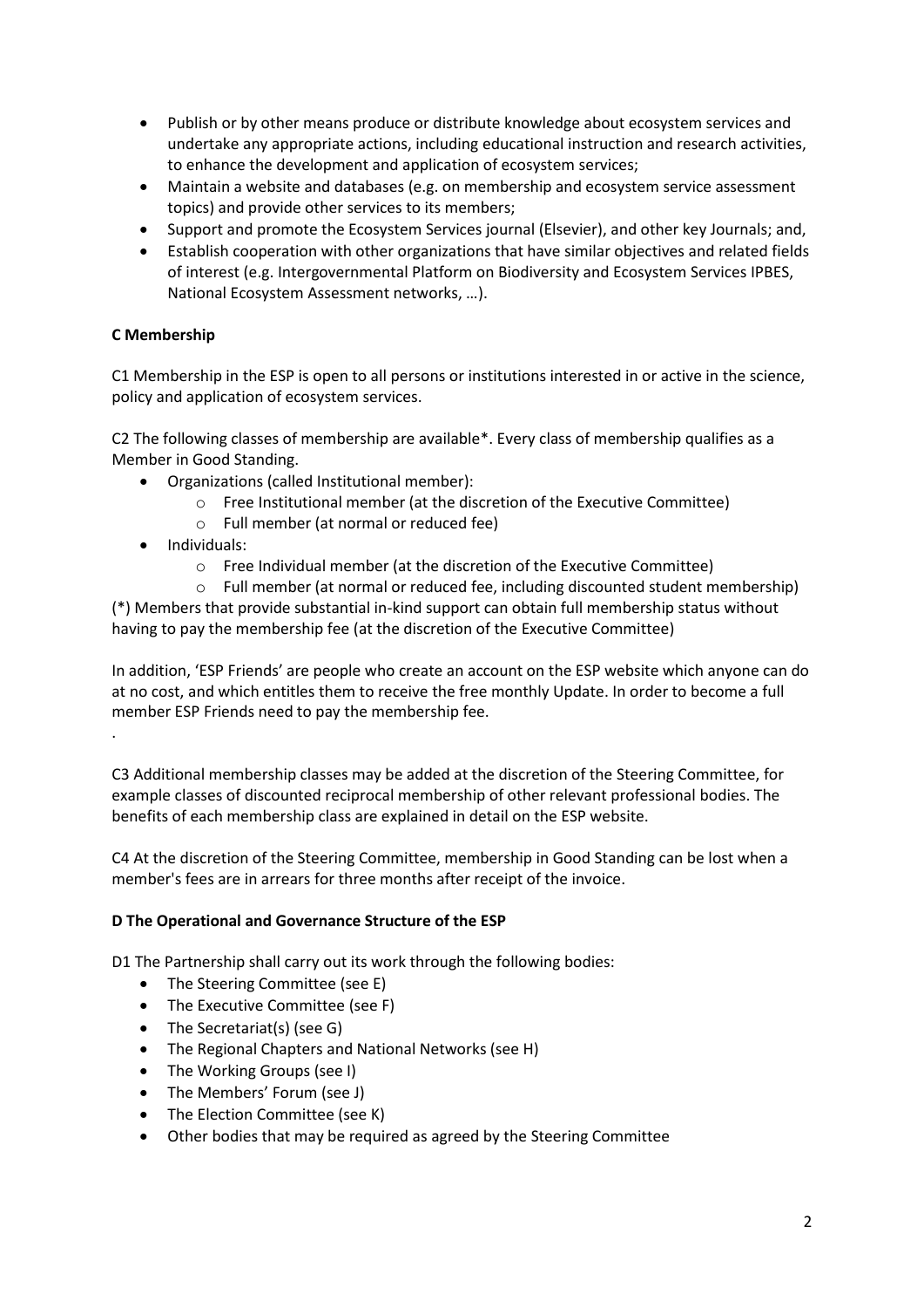- Publish or by other means produce or distribute knowledge about ecosystem services and undertake any appropriate actions, including educational instruction and research activities, to enhance the development and application of ecosystem services;
- Maintain a website and databases (e.g. on membership and ecosystem service assessment topics) and provide other services to its members;
- Support and promote the Ecosystem Services journal (Elsevier), and other key Journals; and,
- Establish cooperation with other organizations that have similar objectives and related fields of interest (e.g. Intergovernmental Platform on Biodiversity and Ecosystem Services IPBES, National Ecosystem Assessment networks, …).

**C Membership**

C1 Membership in the ESP is open to all persons or institutions interested in or active in the science, policy and application of ecosystem services.

C2 The following classes of membership are available*. Every class of membership qualifies as a Member in Good Standing.

- Organizations (called Institutional member):
    - Free Institutional member (at the discretion of the Executive Committee)
    - Full member (at normal or reduced fee)
- Individuals:
    - Free Individual member (at the discretion of the Executive Committee)
    - Full member (at normal or reduced fee, including discounted student membership)

(*) Members that provide substantial in-kind support can obtain full membership status without having to pay the membership fee (at the discretion of the Executive Committee)

In addition, 'ESP Friends' are people who create an account on the ESP website which anyone can do at no cost, and which entitles them to receive the free monthly Update. In order to become a full member ESP Friends need to pay the membership fee.

.

C3 Additional membership classes may be added at the discretion of the Steering Committee, for example classes of discounted reciprocal membership of other relevant professional bodies. The benefits of each membership class are explained in detail on the ESP website.

C4 At the discretion of the Steering Committee, membership in Good Standing can be lost when a member's fees are in arrears for three months after receipt of the invoice.

**D The Operational and Governance Structure of the ESP**

D1 The Partnership shall carry out its work through the following bodies:

- The Steering Committee (see E)
- The Executive Committee (see F)
- The Secretariat(s) (see G)
- The Regional Chapters and National Networks (see H)
- The Working Groups (see I)
- The Members' Forum (see J)
- The Election Committee (see K)
- Other bodies that may be required as agreed by the Steering Committee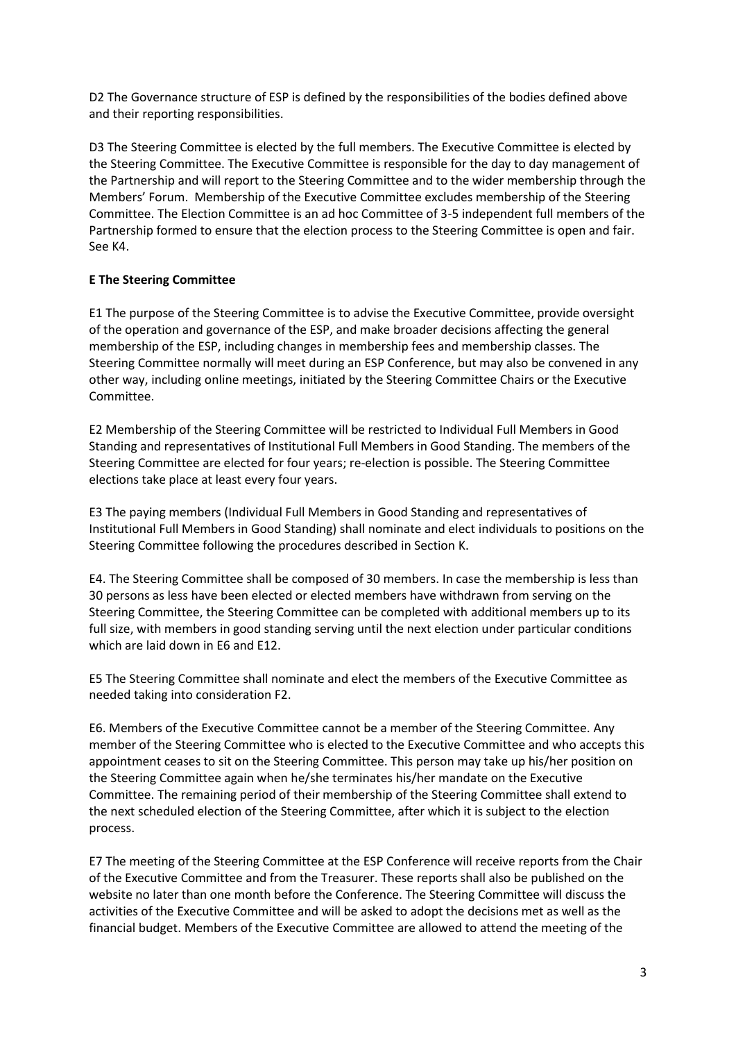D2 The Governance structure of ESP is defined by the responsibilities of the bodies defined above and their reporting responsibilities.

D3 The Steering Committee is elected by the full members. The Executive Committee is elected by the Steering Committee. The Executive Committee is responsible for the day to day management of the Partnership and will report to the Steering Committee and to the wider membership through the Members' Forum. Membership of the Executive Committee excludes membership of the Steering Committee. The Election Committee is an ad hoc Committee of 3-5 independent full members of the Partnership formed to ensure that the election process to the Steering Committee is open and fair. See K4.

**E The Steering Committee**

E1 The purpose of the Steering Committee is to advise the Executive Committee, provide oversight of the operation and governance of the ESP, and make broader decisions affecting the general membership of the ESP, including changes in membership fees and membership classes. The Steering Committee normally will meet during an ESP Conference, but may also be convened in any other way, including online meetings, initiated by the Steering Committee Chairs or the Executive Committee.

E2 Membership of the Steering Committee will be restricted to Individual Full Members in Good Standing and representatives of Institutional Full Members in Good Standing. The members of the Steering Committee are elected for four years; re-election is possible. The Steering Committee elections take place at least every four years.

E3 The paying members (Individual Full Members in Good Standing and representatives of Institutional Full Members in Good Standing) shall nominate and elect individuals to positions on the Steering Committee following the procedures described in Section K.

E4. The Steering Committee shall be composed of 30 members. In case the membership is less than 30 persons as less have been elected or elected members have withdrawn from serving on the Steering Committee, the Steering Committee can be completed with additional members up to its full size, with members in good standing serving until the next election under particular conditions which are laid down in E6 and E12.

E5 The Steering Committee shall nominate and elect the members of the Executive Committee as needed taking into consideration F2.

E6. Members of the Executive Committee cannot be a member of the Steering Committee. Any member of the Steering Committee who is elected to the Executive Committee and who accepts this appointment ceases to sit on the Steering Committee. This person may take up his/her position on the Steering Committee again when he/she terminates his/her mandate on the Executive Committee. The remaining period of their membership of the Steering Committee shall extend to the next scheduled election of the Steering Committee, after which it is subject to the election process.

E7 The meeting of the Steering Committee at the ESP Conference will receive reports from the Chair of the Executive Committee and from the Treasurer. These reports shall also be published on the website no later than one month before the Conference. The Steering Committee will discuss the activities of the Executive Committee and will be asked to adopt the decisions met as well as the financial budget. Members of the Executive Committee are allowed to attend the meeting of the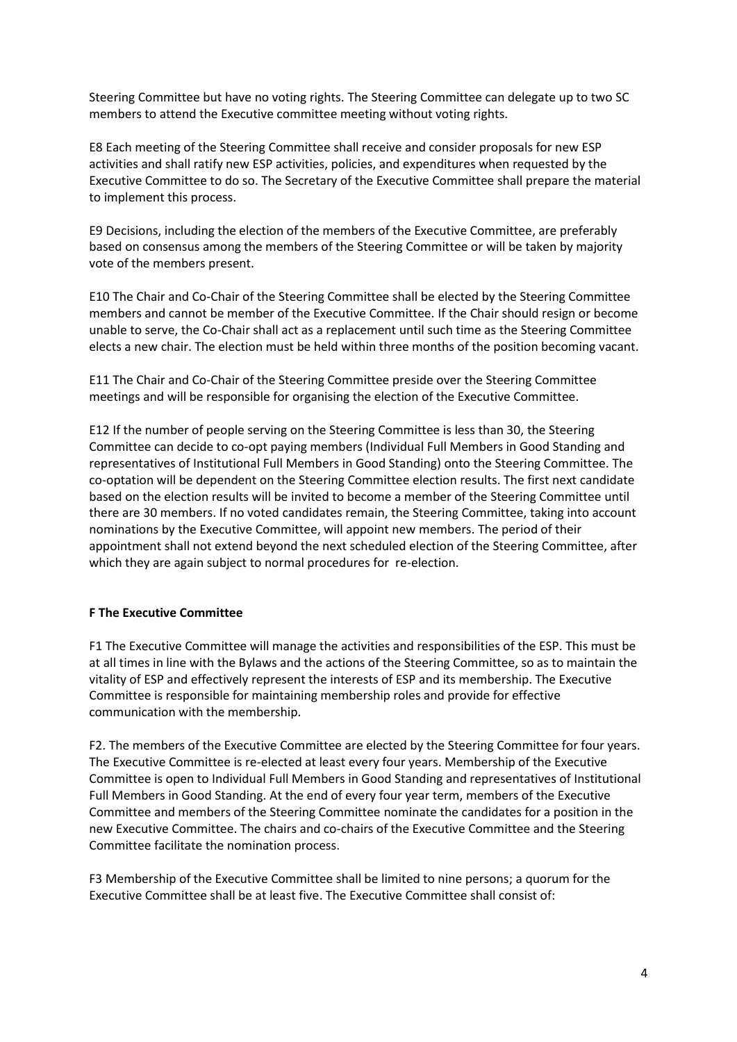Steering Committee but have no voting rights. The Steering Committee can delegate up to two SC members to attend the Executive committee meeting without voting rights.

E8 Each meeting of the Steering Committee shall receive and consider proposals for new ESP activities and shall ratify new ESP activities, policies, and expenditures when requested by the Executive Committee to do so. The Secretary of the Executive Committee shall prepare the material to implement this process.

E9 Decisions, including the election of the members of the Executive Committee, are preferably based on consensus among the members of the Steering Committee or will be taken by majority vote of the members present.

E10 The Chair and Co-Chair of the Steering Committee shall be elected by the Steering Committee members and cannot be member of the Executive Committee. If the Chair should resign or become unable to serve, the Co-Chair shall act as a replacement until such time as the Steering Committee elects a new chair. The election must be held within three months of the position becoming vacant.

E11 The Chair and Co-Chair of the Steering Committee preside over the Steering Committee meetings and will be responsible for organising the election of the Executive Committee.

E12 If the number of people serving on the Steering Committee is less than 30, the Steering Committee can decide to co-opt paying members (Individual Full Members in Good Standing and representatives of Institutional Full Members in Good Standing) onto the Steering Committee. The co-optation will be dependent on the Steering Committee election results. The first next candidate based on the election results will be invited to become a member of the Steering Committee until there are 30 members. If no voted candidates remain, the Steering Committee, taking into account nominations by the Executive Committee, will appoint new members. The period of their appointment shall not extend beyond the next scheduled election of the Steering Committee, after which they are again subject to normal procedures for re-election.

**F The Executive Committee**

F1 The Executive Committee will manage the activities and responsibilities of the ESP. This must be at all times in line with the Bylaws and the actions of the Steering Committee, so as to maintain the vitality of ESP and effectively represent the interests of ESP and its membership. The Executive Committee is responsible for maintaining membership roles and provide for effective communication with the membership.

F2. The members of the Executive Committee are elected by the Steering Committee for four years. The Executive Committee is re-elected at least every four years. Membership of the Executive Committee is open to Individual Full Members in Good Standing and representatives of Institutional Full Members in Good Standing. At the end of every four year term, members of the Executive Committee and members of the Steering Committee nominate the candidates for a position in the new Executive Committee. The chairs and co-chairs of the Executive Committee and the Steering Committee facilitate the nomination process.

F3 Membership of the Executive Committee shall be limited to nine persons; a quorum for the Executive Committee shall be at least five. The Executive Committee shall consist of: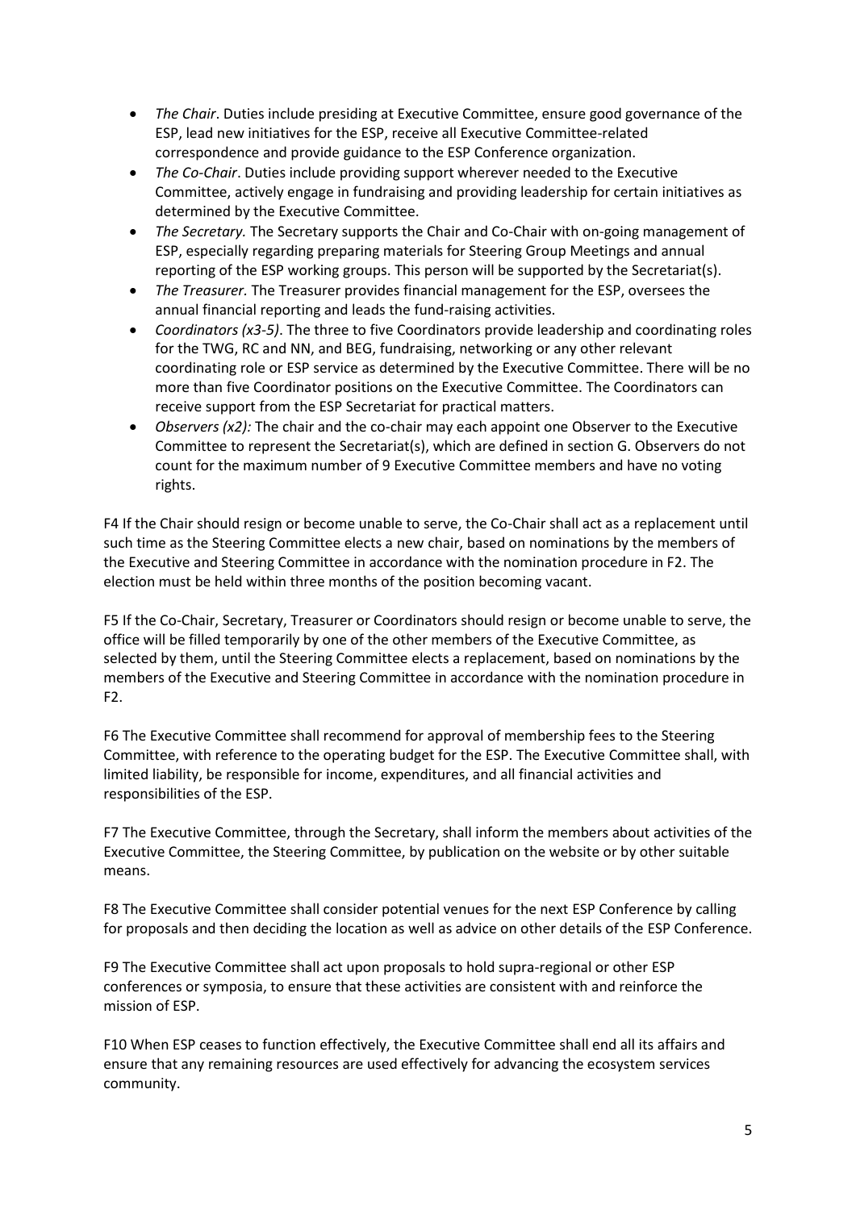- *The Chair*. Duties include presiding at Executive Committee, ensure good governance of the ESP, lead new initiatives for the ESP, receive all Executive Committee-related correspondence and provide guidance to the ESP Conference organization.
- *The Co-Chair*. Duties include providing support wherever needed to the Executive Committee, actively engage in fundraising and providing leadership for certain initiatives as determined by the Executive Committee.
- *The Secretary.* The Secretary supports the Chair and Co-Chair with on-going management of ESP, especially regarding preparing materials for Steering Group Meetings and annual reporting of the ESP working groups. This person will be supported by the Secretariat(s).
- *The Treasurer.* The Treasurer provides financial management for the ESP, oversees the annual financial reporting and leads the fund-raising activities.
- *Coordinators (x3-5)*. The three to five Coordinators provide leadership and coordinating roles for the TWG, RC and NN, and BEG, fundraising, networking or any other relevant coordinating role or ESP service as determined by the Executive Committee. There will be no more than five Coordinator positions on the Executive Committee. The Coordinators can receive support from the ESP Secretariat for practical matters.
- *Observers (x2):* The chair and the co-chair may each appoint one Observer to the Executive Committee to represent the Secretariat(s), which are defined in section G. Observers do not count for the maximum number of 9 Executive Committee members and have no voting rights.

F4 If the Chair should resign or become unable to serve, the Co-Chair shall act as a replacement until such time as the Steering Committee elects a new chair, based on nominations by the members of the Executive and Steering Committee in accordance with the nomination procedure in F2. The election must be held within three months of the position becoming vacant.

F5 If the Co-Chair, Secretary, Treasurer or Coordinators should resign or become unable to serve, the office will be filled temporarily by one of the other members of the Executive Committee, as selected by them, until the Steering Committee elects a replacement, based on nominations by the members of the Executive and Steering Committee in accordance with the nomination procedure in F2.

F6 The Executive Committee shall recommend for approval of membership fees to the Steering Committee, with reference to the operating budget for the ESP. The Executive Committee shall, with limited liability, be responsible for income, expenditures, and all financial activities and responsibilities of the ESP.

F7 The Executive Committee, through the Secretary, shall inform the members about activities of the Executive Committee, the Steering Committee, by publication on the website or by other suitable means.

F8 The Executive Committee shall consider potential venues for the next ESP Conference by calling for proposals and then deciding the location as well as advice on other details of the ESP Conference.

F9 The Executive Committee shall act upon proposals to hold supra-regional or other ESP conferences or symposia, to ensure that these activities are consistent with and reinforce the mission of ESP.

F10 When ESP ceases to function effectively, the Executive Committee shall end all its affairs and ensure that any remaining resources are used effectively for advancing the ecosystem services community.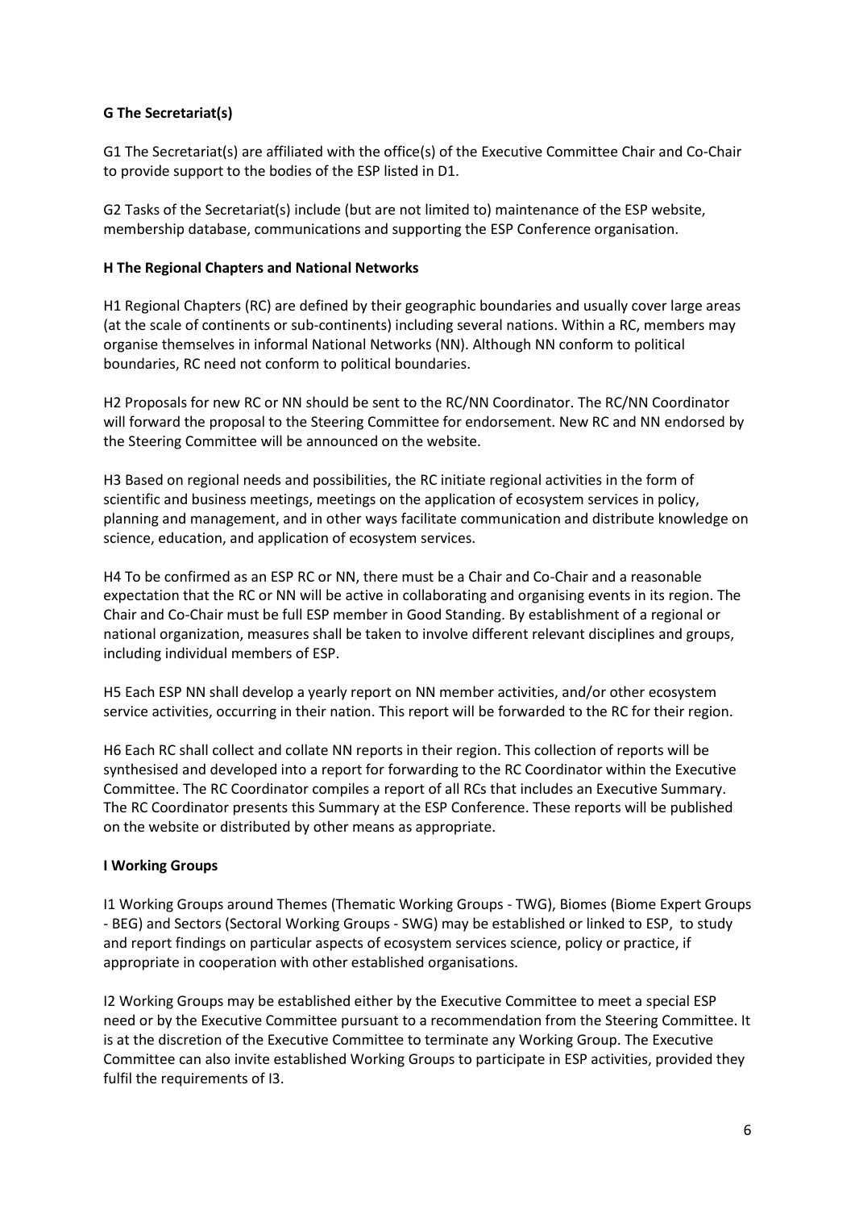**G The Secretariat(s)**

G1 The Secretariat(s) are affiliated with the office(s) of the Executive Committee Chair and Co-Chair to provide support to the bodies of the ESP listed in D1.

G2 Tasks of the Secretariat(s) include (but are not limited to) maintenance of the ESP website, membership database, communications and supporting the ESP Conference organisation.

**H The Regional Chapters and National Networks**

H1 Regional Chapters (RC) are defined by their geographic boundaries and usually cover large areas (at the scale of continents or sub-continents) including several nations. Within a RC, members may organise themselves in informal National Networks (NN). Although NN conform to political boundaries, RC need not conform to political boundaries.

H2 Proposals for new RC or NN should be sent to the RC/NN Coordinator. The RC/NN Coordinator will forward the proposal to the Steering Committee for endorsement. New RC and NN endorsed by the Steering Committee will be announced on the website.

H3 Based on regional needs and possibilities, the RC initiate regional activities in the form of scientific and business meetings, meetings on the application of ecosystem services in policy, planning and management, and in other ways facilitate communication and distribute knowledge on science, education, and application of ecosystem services.

H4 To be confirmed as an ESP RC or NN, there must be a Chair and Co-Chair and a reasonable expectation that the RC or NN will be active in collaborating and organising events in its region. The Chair and Co-Chair must be full ESP member in Good Standing. By establishment of a regional or national organization, measures shall be taken to involve different relevant disciplines and groups, including individual members of ESP.

H5 Each ESP NN shall develop a yearly report on NN member activities, and/or other ecosystem service activities, occurring in their nation. This report will be forwarded to the RC for their region.

H6 Each RC shall collect and collate NN reports in their region. This collection of reports will be synthesised and developed into a report for forwarding to the RC Coordinator within the Executive Committee. The RC Coordinator compiles a report of all RCs that includes an Executive Summary. The RC Coordinator presents this Summary at the ESP Conference. These reports will be published on the website or distributed by other means as appropriate.

**I Working Groups**

I1 Working Groups around Themes (Thematic Working Groups - TWG), Biomes (Biome Expert Groups - BEG) and Sectors (Sectoral Working Groups - SWG) may be established or linked to ESP, to study and report findings on particular aspects of ecosystem services science, policy or practice, if appropriate in cooperation with other established organisations.

I2 Working Groups may be established either by the Executive Committee to meet a special ESP need or by the Executive Committee pursuant to a recommendation from the Steering Committee. It is at the discretion of the Executive Committee to terminate any Working Group. The Executive Committee can also invite established Working Groups to participate in ESP activities, provided they fulfil the requirements of I3.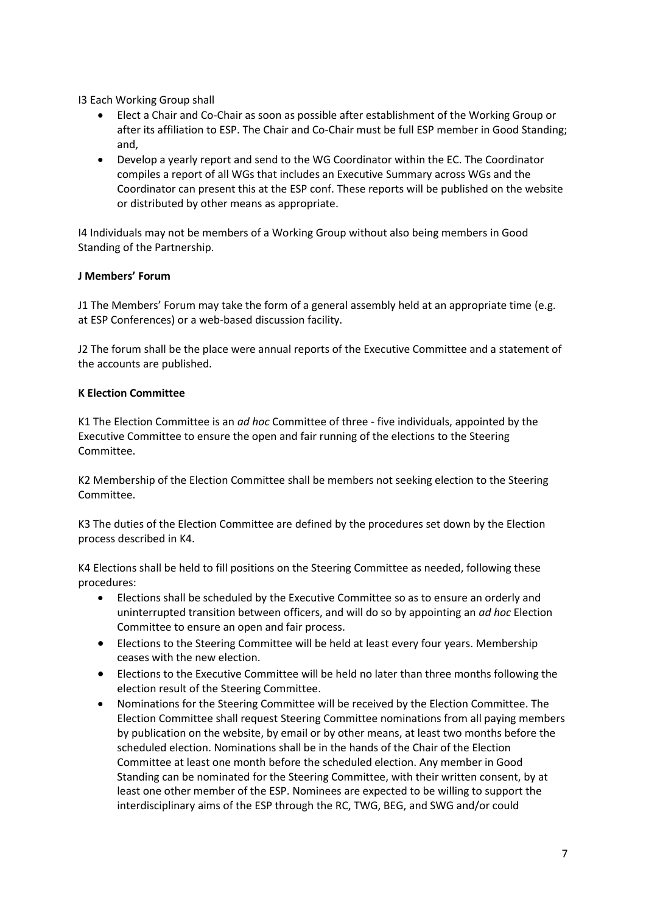I3 Each Working Group shall

- Elect a Chair and Co-Chair as soon as possible after establishment of the Working Group or after its affiliation to ESP. The Chair and Co-Chair must be full ESP member in Good Standing; and,
- Develop a yearly report and send to the WG Coordinator within the EC. The Coordinator compiles a report of all WGs that includes an Executive Summary across WGs and the Coordinator can present this at the ESP conf. These reports will be published on the website or distributed by other means as appropriate.

I4 Individuals may not be members of a Working Group without also being members in Good Standing of the Partnership.

**J Members' Forum**

J1 The Members' Forum may take the form of a general assembly held at an appropriate time (e.g. at ESP Conferences) or a web-based discussion facility.

J2 The forum shall be the place were annual reports of the Executive Committee and a statement of the accounts are published.

**K Election Committee**

K1 The Election Committee is an *ad hoc* Committee of three - five individuals, appointed by the Executive Committee to ensure the open and fair running of the elections to the Steering Committee.

K2 Membership of the Election Committee shall be members not seeking election to the Steering Committee.

K3 The duties of the Election Committee are defined by the procedures set down by the Election process described in K4.

K4 Elections shall be held to fill positions on the Steering Committee as needed, following these procedures:

- Elections shall be scheduled by the Executive Committee so as to ensure an orderly and uninterrupted transition between officers, and will do so by appointing an *ad hoc* Election Committee to ensure an open and fair process.
- Elections to the Steering Committee will be held at least every four years. Membership ceases with the new election.
- Elections to the Executive Committee will be held no later than three months following the election result of the Steering Committee.
- Nominations for the Steering Committee will be received by the Election Committee. The Election Committee shall request Steering Committee nominations from all paying members by publication on the website, by email or by other means, at least two months before the scheduled election. Nominations shall be in the hands of the Chair of the Election Committee at least one month before the scheduled election. Any member in Good Standing can be nominated for the Steering Committee, with their written consent, by at least one other member of the ESP. Nominees are expected to be willing to support the interdisciplinary aims of the ESP through the RC, TWG, BEG, and SWG and/or could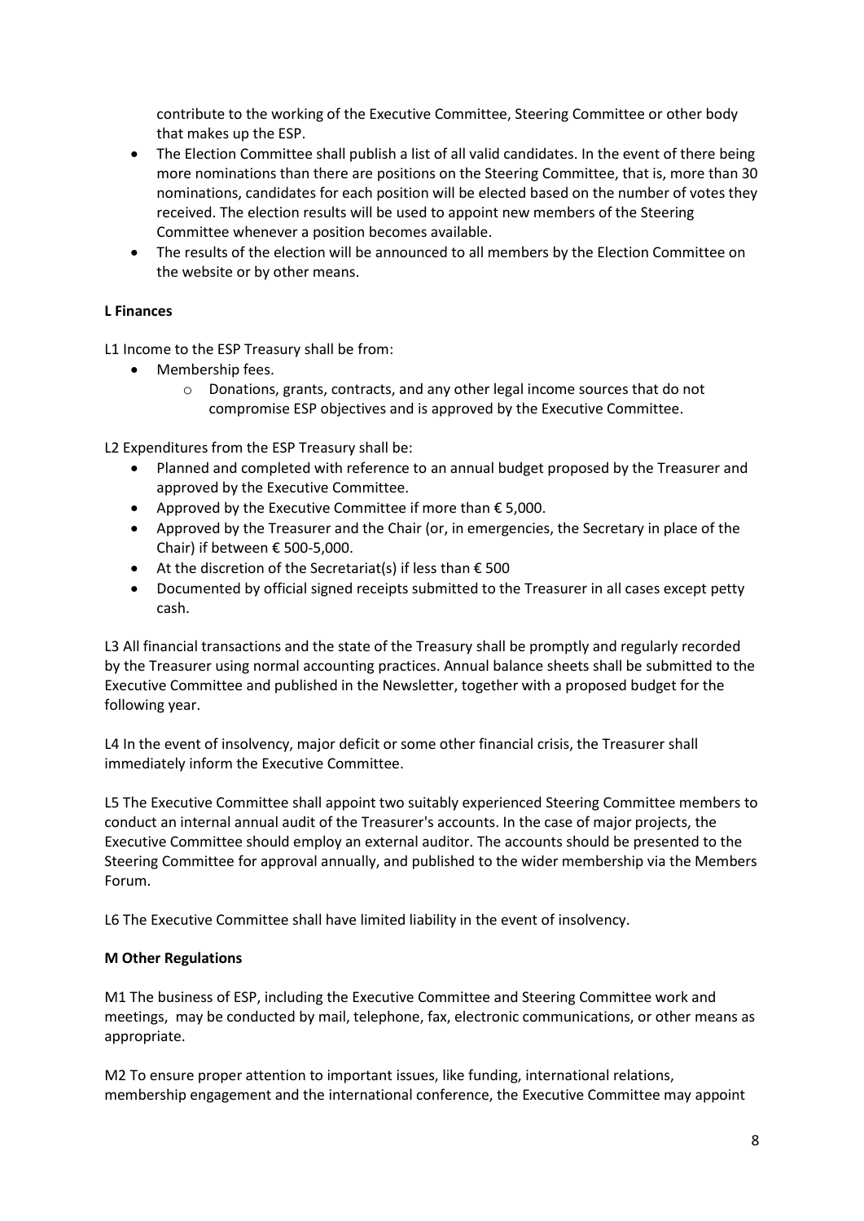contribute to the working of the Executive Committee, Steering Committee or other body that makes up the ESP.

- The Election Committee shall publish a list of all valid candidates. In the event of there being more nominations than there are positions on the Steering Committee, that is, more than 30 nominations, candidates for each position will be elected based on the number of votes they received. The election results will be used to appoint new members of the Steering Committee whenever a position becomes available.
- The results of the election will be announced to all members by the Election Committee on the website or by other means.

**L Finances**

L1 Income to the ESP Treasury shall be from:

- Membership fees.
    - Donations, grants, contracts, and any other legal income sources that do not compromise ESP objectives and is approved by the Executive Committee.

L2 Expenditures from the ESP Treasury shall be:

- Planned and completed with reference to an annual budget proposed by the Treasurer and approved by the Executive Committee.
- Approved by the Executive Committee if more than € 5,000.
- Approved by the Treasurer and the Chair (or, in emergencies, the Secretary in place of the Chair) if between € 500-5,000.
- At the discretion of the Secretariat(s) if less than € 500
- Documented by official signed receipts submitted to the Treasurer in all cases except petty cash.

L3 All financial transactions and the state of the Treasury shall be promptly and regularly recorded by the Treasurer using normal accounting practices. Annual balance sheets shall be submitted to the Executive Committee and published in the Newsletter, together with a proposed budget for the following year.

L4 In the event of insolvency, major deficit or some other financial crisis, the Treasurer shall immediately inform the Executive Committee.

L5 The Executive Committee shall appoint two suitably experienced Steering Committee members to conduct an internal annual audit of the Treasurer's accounts. In the case of major projects, the Executive Committee should employ an external auditor. The accounts should be presented to the Steering Committee for approval annually, and published to the wider membership via the Members Forum.

L6 The Executive Committee shall have limited liability in the event of insolvency.

**M Other Regulations**

M1 The business of ESP, including the Executive Committee and Steering Committee work and meetings, may be conducted by mail, telephone, fax, electronic communications, or other means as appropriate.

M2 To ensure proper attention to important issues, like funding, international relations, membership engagement and the international conference, the Executive Committee may appoint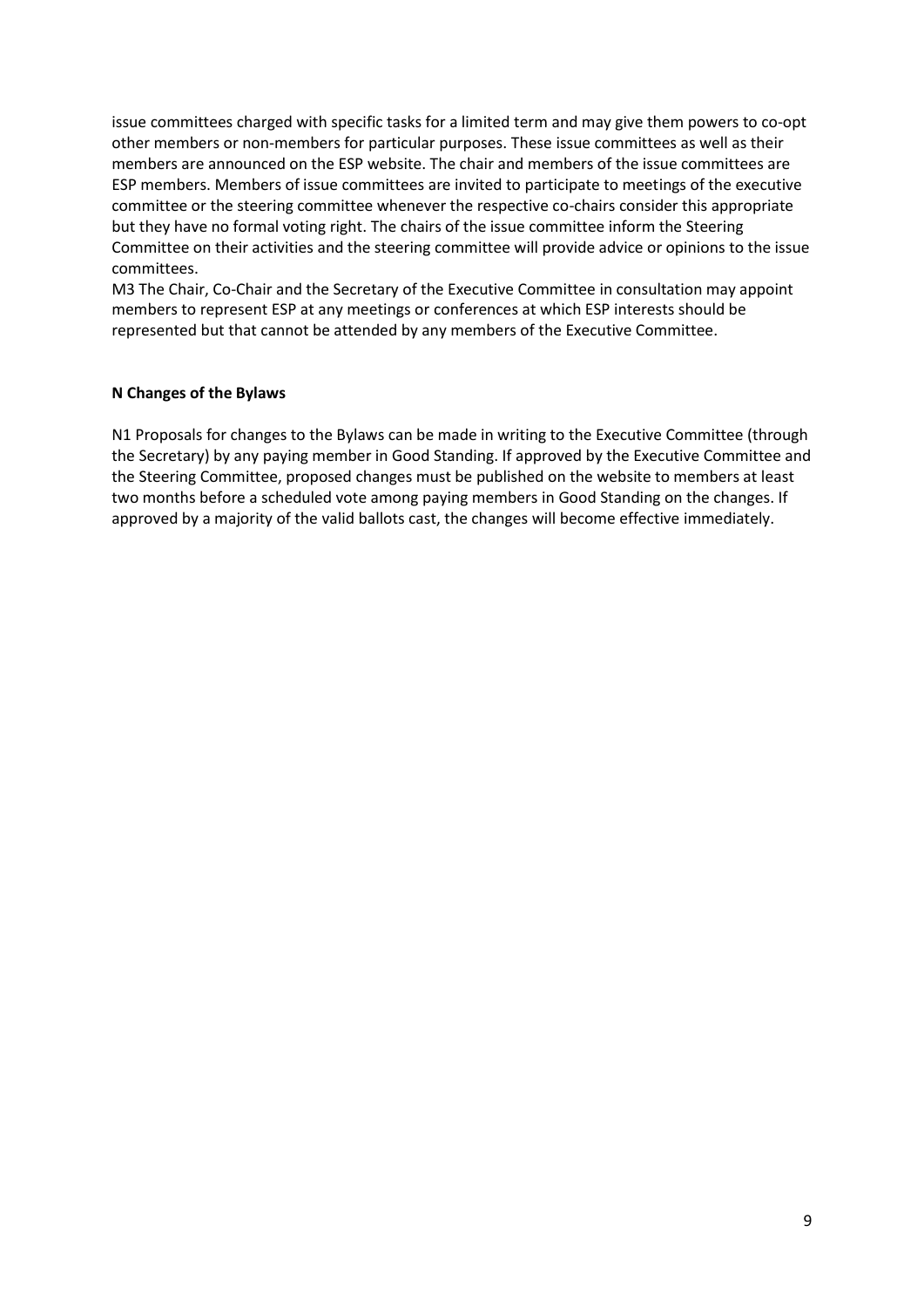issue committees charged with specific tasks for a limited term and may give them powers to co-opt other members or non-members for particular purposes. These issue committees as well as their members are announced on the ESP website. The chair and members of the issue committees are ESP members. Members of issue committees are invited to participate to meetings of the executive committee or the steering committee whenever the respective co-chairs consider this appropriate but they have no formal voting right. The chairs of the issue committee inform the Steering Committee on their activities and the steering committee will provide advice or opinions to the issue committees.

M3 The Chair, Co-Chair and the Secretary of the Executive Committee in consultation may appoint members to represent ESP at any meetings or conferences at which ESP interests should be represented but that cannot be attended by any members of the Executive Committee.

**N Changes of the Bylaws**

N1 Proposals for changes to the Bylaws can be made in writing to the Executive Committee (through the Secretary) by any paying member in Good Standing. If approved by the Executive Committee and the Steering Committee, proposed changes must be published on the website to members at least two months before a scheduled vote among paying members in Good Standing on the changes. If approved by a majority of the valid ballots cast, the changes will become effective immediately.